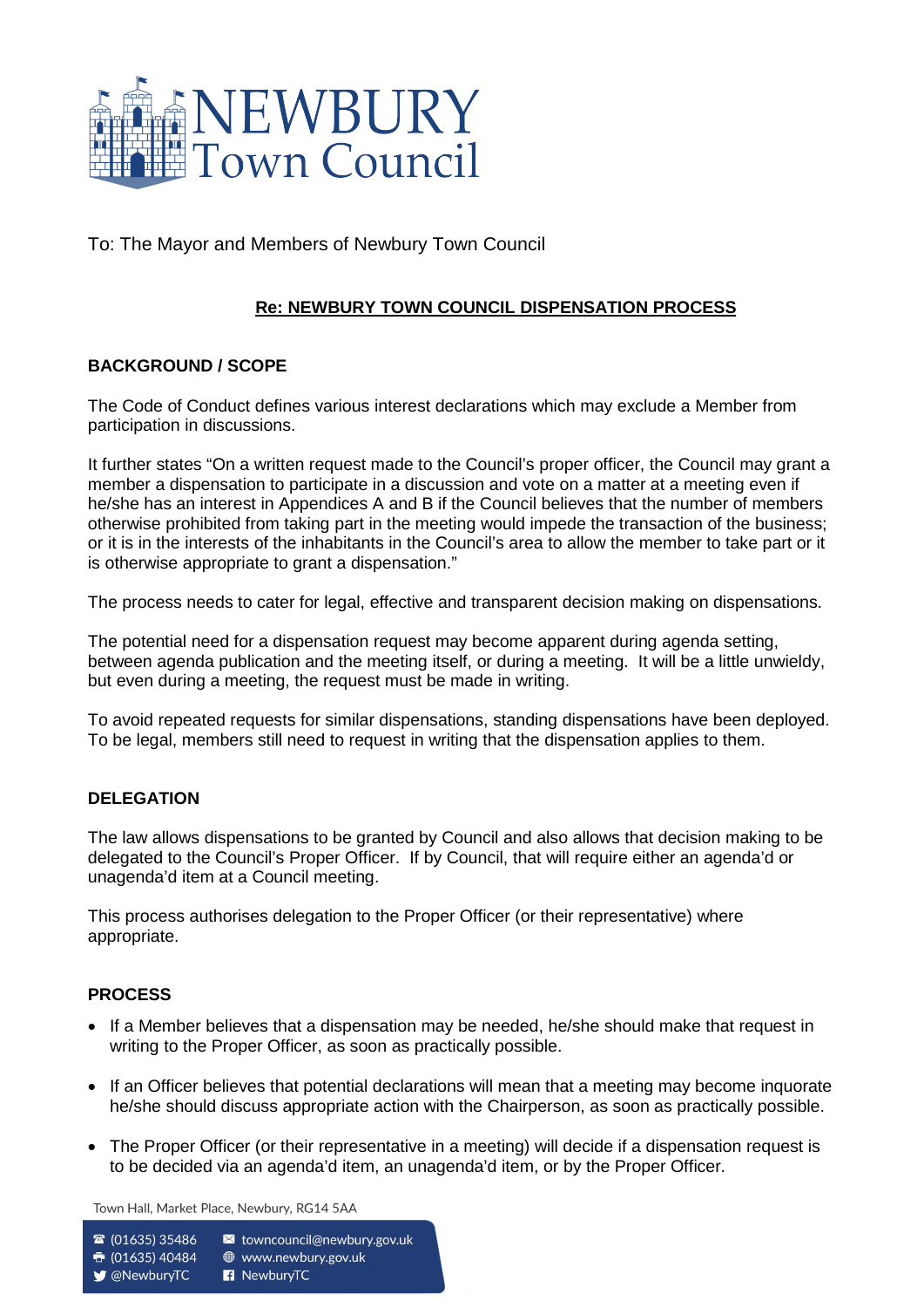To: The Mayor and Members of Newbury Town Council

**Re: NEWBURY TOWN COUNCIL DISPENSATION PROCESS**

**BACKGROUND / SCOPE**

The Code of Conduct defines various interest declarations which may exclude a Member from participation in discussions.

It further states "On a written request made to the Council's proper officer, the Council may grant a member a dispensation to participate in a discussion and vote on a matter at a meeting even if he/she has an interest in Appendices A and B if the Council believes that the number of members otherwise prohibited from taking part in the meeting would impede the transaction of the business; or it is in the interests of the inhabitants in the Council's area to allow the member to take part or it is otherwise appropriate to grant a dispensation."

The process needs to cater for legal, effective and transparent decision making on dispensations.

The potential need for a dispensation request may become apparent during agenda setting, between agenda publication and the meeting itself, or during a meeting. It will be a little unwieldy, but even during a meeting, the request must be made in writing.

To avoid repeated requests for similar dispensations, standing dispensations have been deployed. To be legal, members still need to request in writing that the dispensation applies to them.

**DELEGATION**

The law allows dispensations to be granted by Council and also allows that decision making to be delegated to the Council's Proper Officer. If by Council, that will require either an agenda'd or unagenda'd item at a Council meeting.

This process authorises delegation to the Proper Officer (or their representative) where appropriate.

**PROCESS**

- If a Member believes that a dispensation may be needed, he/she should make that request in writing to the Proper Officer, as soon as practically possible.
- If an Officer believes that potential declarations will mean that a meeting may become inquorate he/she should discuss appropriate action with the Chairperson, as soon as practically possible.
- The Proper Officer (or their representative in a meeting) will decide if a dispensation request is to be decided via an agenda'd item, an unagenda'd item, or by the Proper Officer.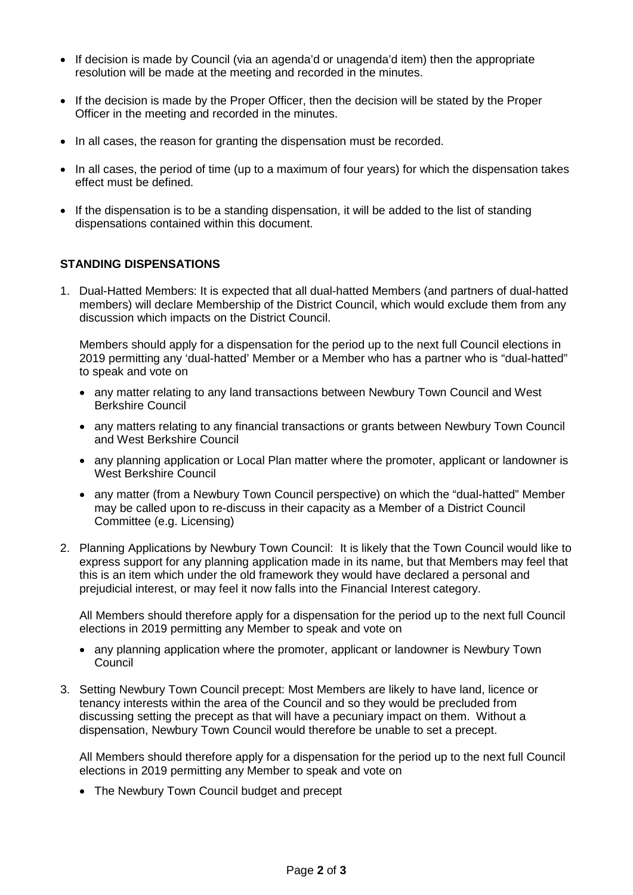- If decision is made by Council (via an agenda'd or unagenda'd item) then the appropriate resolution will be made at the meeting and recorded in the minutes.
- If the decision is made by the Proper Officer, then the decision will be stated by the Proper Officer in the meeting and recorded in the minutes.
- In all cases, the reason for granting the dispensation must be recorded.
- In all cases, the period of time (up to a maximum of four years) for which the dispensation takes effect must be defined.
- If the dispensation is to be a standing dispensation, it will be added to the list of standing dispensations contained within this document.

**STANDING DISPENSATIONS**

1. Dual-Hatted Members: It is expected that all dual-hatted Members (and partners of dual-hatted members) will declare Membership of the District Council, which would exclude them from any discussion which impacts on the District Council.

   Members should apply for a dispensation for the period up to the next full Council elections in 2019 permitting any 'dual-hatted' Member or a Member who has a partner who is "dual-hatted" to speak and vote on

   - any matter relating to any land transactions between Newbury Town Council and West Berkshire Council
   - any matters relating to any financial transactions or grants between Newbury Town Council and West Berkshire Council
   - any planning application or Local Plan matter where the promoter, applicant or landowner is West Berkshire Council
   - any matter (from a Newbury Town Council perspective) on which the "dual-hatted" Member may be called upon to re-discuss in their capacity as a Member of a District Council Committee (e.g. Licensing)

2. Planning Applications by Newbury Town Council: It is likely that the Town Council would like to express support for any planning application made in its name, but that Members may feel that this is an item which under the old framework they would have declared a personal and prejudicial interest, or may feel it now falls into the Financial Interest category.

   All Members should therefore apply for a dispensation for the period up to the next full Council elections in 2019 permitting any Member to speak and vote on

   - any planning application where the promoter, applicant or landowner is Newbury Town Council

3. Setting Newbury Town Council precept: Most Members are likely to have land, licence or tenancy interests within the area of the Council and so they would be precluded from discussing setting the precept as that will have a pecuniary impact on them. Without a dispensation, Newbury Town Council would therefore be unable to set a precept.

   All Members should therefore apply for a dispensation for the period up to the next full Council elections in 2019 permitting any Member to speak and vote on

   - The Newbury Town Council budget and precept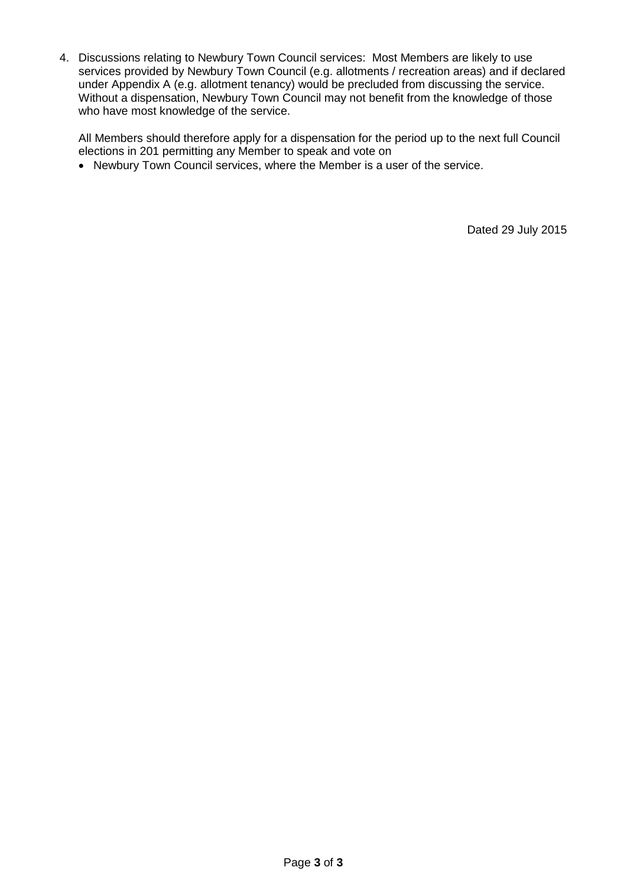4. Discussions relating to Newbury Town Council services: Most Members are likely to use services provided by Newbury Town Council (e.g. allotments / recreation areas) and if declared under Appendix A (e.g. allotment tenancy) would be precluded from discussing the service. Without a dispensation, Newbury Town Council may not benefit from the knowledge of those who have most knowledge of the service.

   All Members should therefore apply for a dispensation for the period up to the next full Council elections in 201 permitting any Member to speak and vote on

   - Newbury Town Council services, where the Member is a user of the service.

Dated 29 July 2015